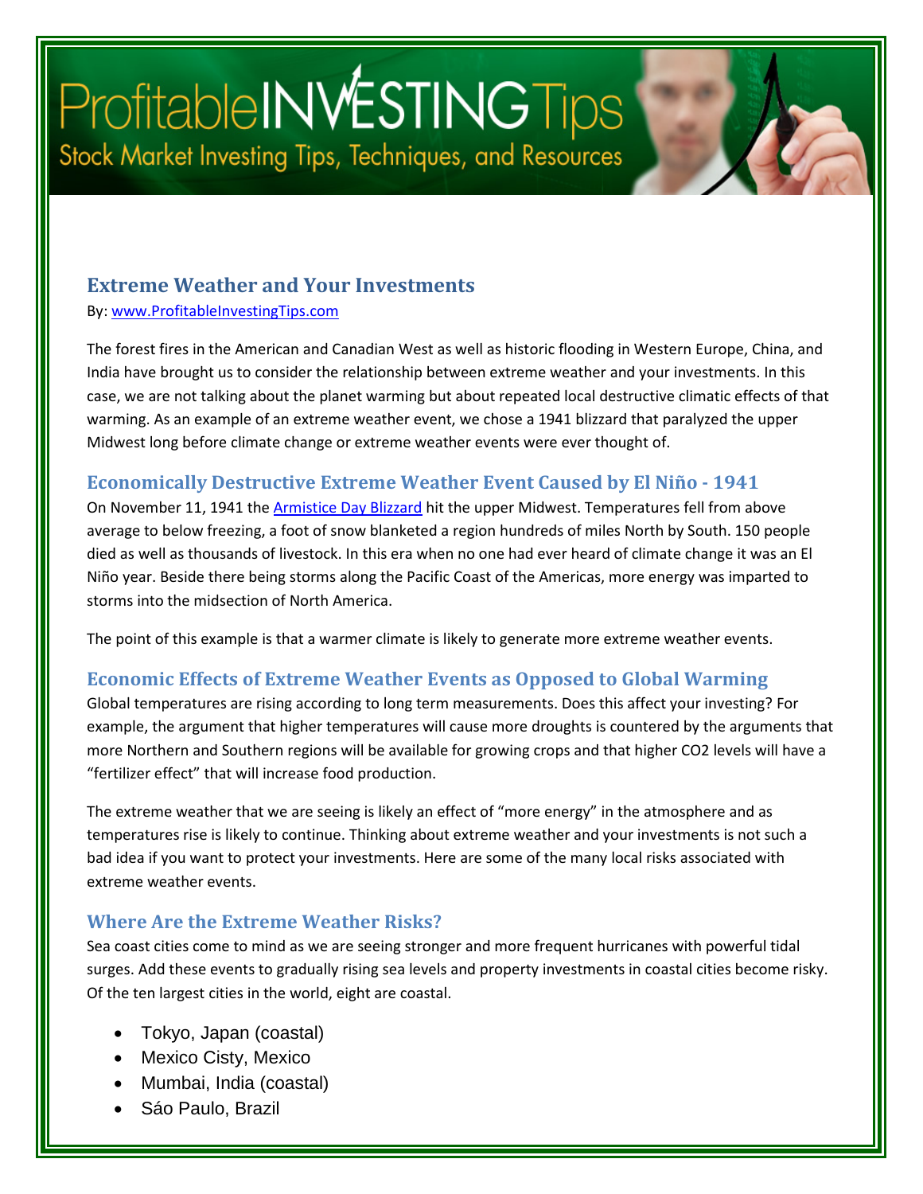# Extreme Weather and Your Investments

By: [www.ProfitableInvestingTips.com](www.ProfitableInvestingTips.com)

The forest fires in the American and Canadian West as well as historic flooding in Western Europe, China, and India have brought us to consider the relationship between extreme weather and your investments. In this case, we are not talking about the planet warming but about repeated local destructive climatic effects of that warming. As an example of an extreme weather event, we chose a 1941 blizzard that paralyzed the upper Midwest long before climate change or extreme weather events were ever thought of.

## Economically Destructive Extreme Weather Event Caused by El Niño - 1941

On November 11, 1941 the [Armistice Day Blizzard]() hit the upper Midwest. Temperatures fell from above average to below freezing, a foot of snow blanketed a region hundreds of miles North by South. 150 people died as well as thousands of livestock. In this era when no one had ever heard of climate change it was an El Niño year. Beside there being storms along the Pacific Coast of the Americas, more energy was imparted to storms into the midsection of North America.

The point of this example is that a warmer climate is likely to generate more extreme weather events.

## Economic Effects of Extreme Weather Events as Opposed to Global Warming

Global temperatures are rising according to long term measurements. Does this affect your investing? For example, the argument that higher temperatures will cause more droughts is countered by the arguments that more Northern and Southern regions will be available for growing crops and that higher CO2 levels will have a "fertilizer effect" that will increase food production.

The extreme weather that we are seeing is likely an effect of "more energy" in the atmosphere and as temperatures rise is likely to continue. Thinking about extreme weather and your investments is not such a bad idea if you want to protect your investments. Here are some of the many local risks associated with extreme weather events.

## Where Are the Extreme Weather Risks?

Sea coast cities come to mind as we are seeing stronger and more frequent hurricanes with powerful tidal surges. Add these events to gradually rising sea levels and property investments in coastal cities become risky. Of the ten largest cities in the world, eight are coastal.

- Tokyo, Japan (coastal)
- Mexico Cisty, Mexico
- Mumbai, India (coastal)
- Sáo Paulo, Brazil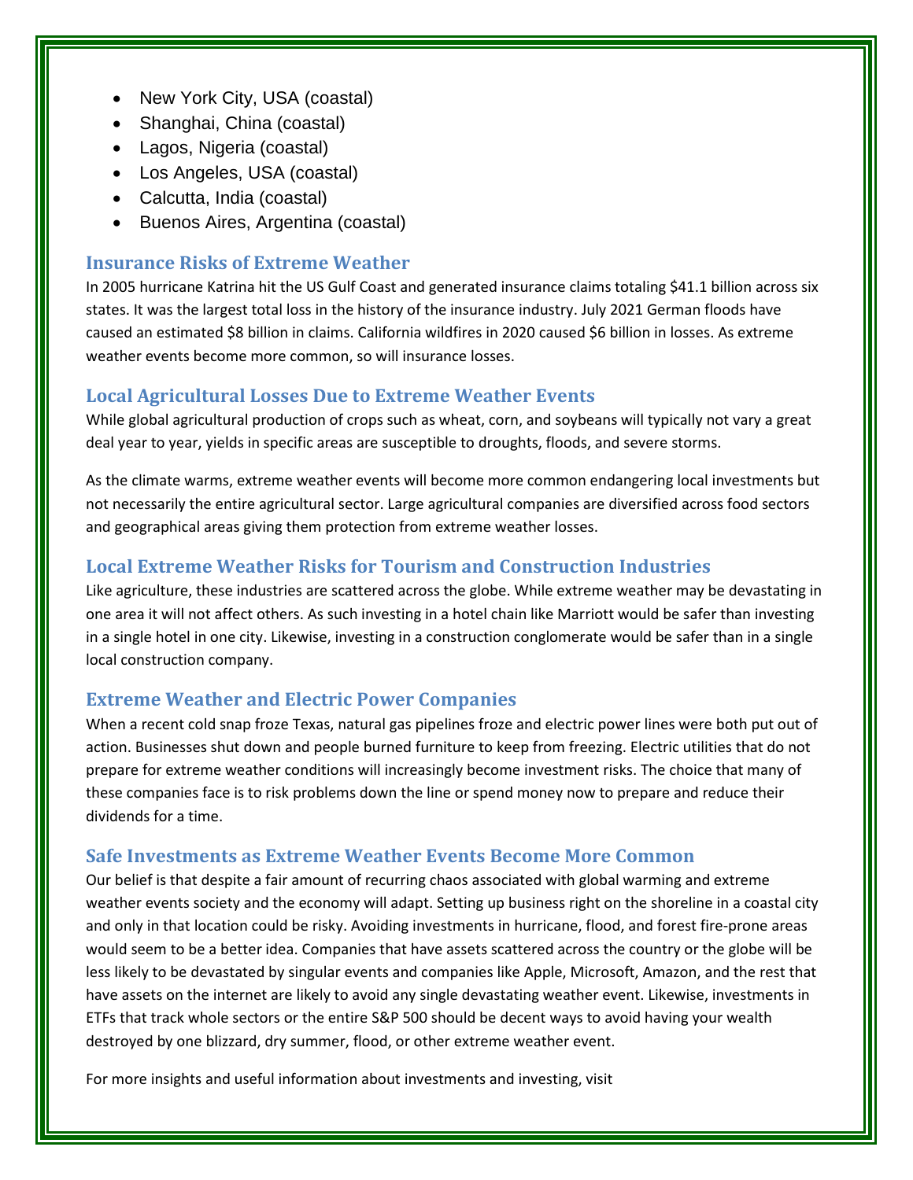- New York City, USA (coastal)
- Shanghai, China (coastal)
- Lagos, Nigeria (coastal)
- Los Angeles, USA (coastal)
- Calcutta, India (coastal)
- Buenos Aires, Argentina (coastal)

## Insurance Risks of Extreme Weather

In 2005 hurricane Katrina hit the US Gulf Coast and generated insurance claims totaling $41.1 billion across six states. It was the largest total loss in the history of the insurance industry. July 2021 German floods have caused an estimated $8 billion in claims. California wildfires in 2020 caused $6 billion in losses. As extreme weather events become more common, so will insurance losses.

## Local Agricultural Losses Due to Extreme Weather Events

While global agricultural production of crops such as wheat, corn, and soybeans will typically not vary a great deal year to year, yields in specific areas are susceptible to droughts, floods, and severe storms.

As the climate warms, extreme weather events will become more common endangering local investments but not necessarily the entire agricultural sector. Large agricultural companies are diversified across food sectors and geographical areas giving them protection from extreme weather losses.

## Local Extreme Weather Risks for Tourism and Construction Industries

Like agriculture, these industries are scattered across the globe. While extreme weather may be devastating in one area it will not affect others. As such investing in a hotel chain like Marriott would be safer than investing in a single hotel in one city. Likewise, investing in a construction conglomerate would be safer than in a single local construction company.

## Extreme Weather and Electric Power Companies

When a recent cold snap froze Texas, natural gas pipelines froze and electric power lines were both put out of action. Businesses shut down and people burned furniture to keep from freezing. Electric utilities that do not prepare for extreme weather conditions will increasingly become investment risks. The choice that many of these companies face is to risk problems down the line or spend money now to prepare and reduce their dividends for a time.

## Safe Investments as Extreme Weather Events Become More Common

Our belief is that despite a fair amount of recurring chaos associated with global warming and extreme weather events society and the economy will adapt. Setting up business right on the shoreline in a coastal city and only in that location could be risky. Avoiding investments in hurricane, flood, and forest fire-prone areas would seem to be a better idea. Companies that have assets scattered across the country or the globe will be less likely to be devastated by singular events and companies like Apple, Microsoft, Amazon, and the rest that have assets on the internet are likely to avoid any single devastating weather event. Likewise, investments in ETFs that track whole sectors or the entire S&P 500 should be decent ways to avoid having your wealth destroyed by one blizzard, dry summer, flood, or other extreme weather event.

For more insights and useful information about investments and investing, visit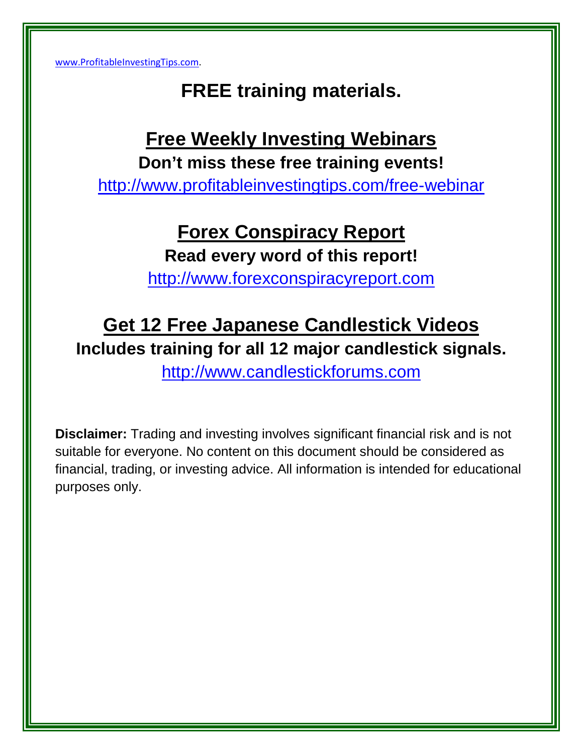www.ProfitableInvestingTips.com.

# FREE training materials.

## Free Weekly Investing Webinars

**Don't miss these free training events!**

http://www.profitableinvestingtips.com/free-webinar

## Forex Conspiracy Report

**Read every word of this report!**

http://www.forexconspiracyreport.com

## Get 12 Free Japanese Candlestick Videos

**Includes training for all 12 major candlestick signals.**

http://www.candlestickforums.com

**Disclaimer:** Trading and investing involves significant financial risk and is not suitable for everyone. No content on this document should be considered as financial, trading, or investing advice. All information is intended for educational purposes only.